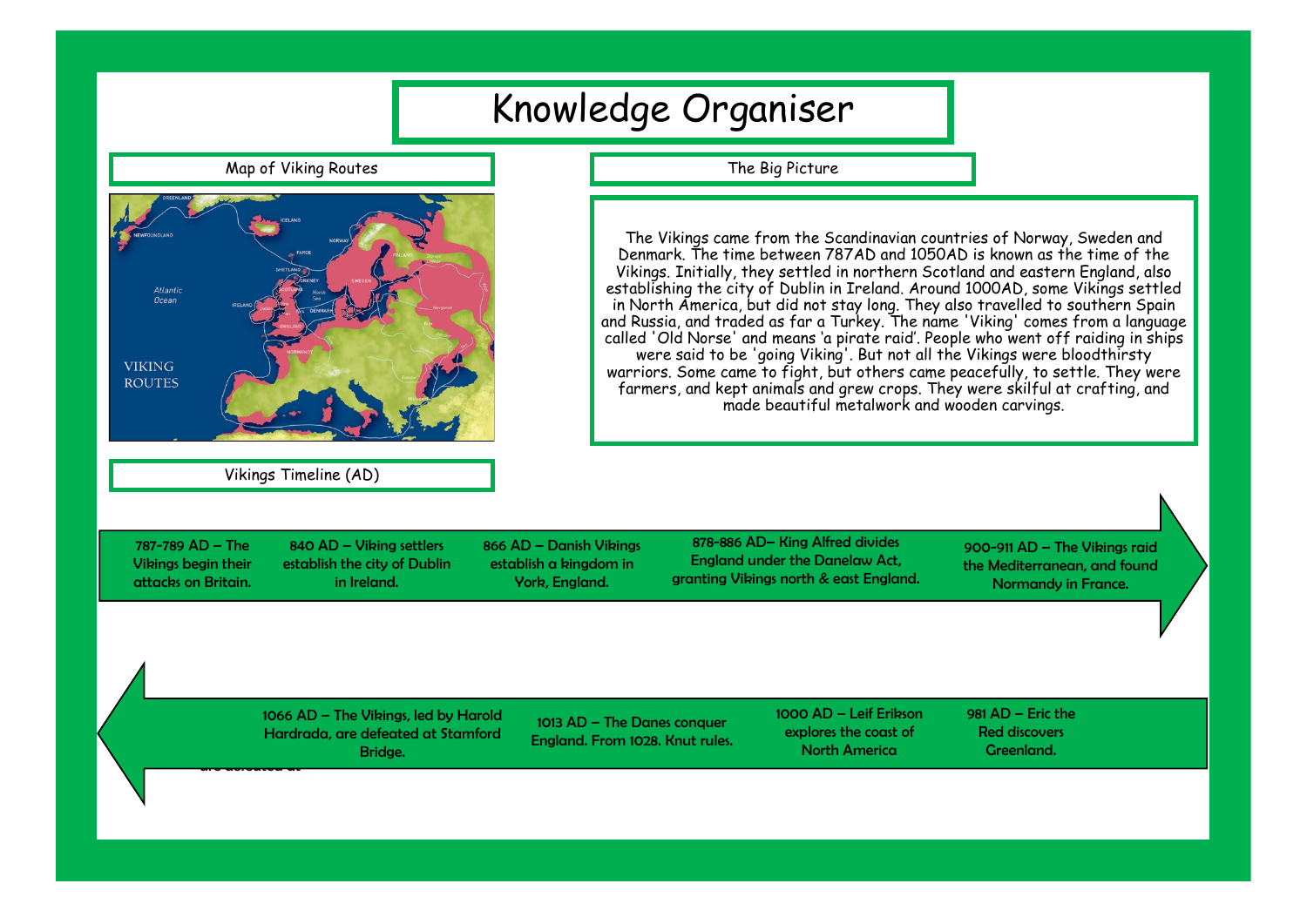# Knowledge Organiser

## Map of Viking Routes

GREENLAND

NEWFOUNDLAND

ICELAND

NORWAY

FAROE

SHETLAND

ORKNEY

FINLAND

SWEDEN

Atlantic Ocean

IRELAND

SCOTLAND

North Sea

DENMARK

ENGLAND

NORMANDY

Novgorod

VIKING ROUTES

## The Big Picture

The Vikings came from the Scandinavian countries of Norway, Sweden and Denmark. The time between 787AD and 1050AD is known as the time of the Vikings. Initially, they settled in northern Scotland and eastern England, also establishing the city of Dublin in Ireland. Around 1000AD, some Vikings settled in North America, but did not stay long. They also travelled to southern Spain and Russia, and traded as far a Turkey. The name 'Viking' comes from a language called 'Old Norse' and means 'a pirate raid'. People who went off raiding in ships were said to be 'going Viking'. But not all the Vikings were bloodthirsty warriors. Some came to fight, but others came peacefully, to settle. They were farmers, and kept animals and grew crops. They were skilful at crafting, and made beautiful metalwork and wooden carvings.

## Vikings Timeline (AD)

- 787-789 AD – The Vikings begin their attacks on Britain.
- 840 AD – Viking settlers establish the city of Dublin in Ireland.
- 866 AD – Danish Vikings establish a kingdom in York, England.
- 878-886 AD– King Alfred divides England under the Danelaw Act, granting Vikings north & east England.
- 900-911 AD – The Vikings raid the Mediterranean, and found Normandy in France.
- 981 AD – Eric the Red discovers Greenland.
- 1000 AD – Leif Erikson explores the coast of North America
- 1013 AD – The Danes conquer England. From 1028. Knut rules.
- 1066 AD – The Vikings, led by Harold Hardrada, are defeated at Stamford Bridge.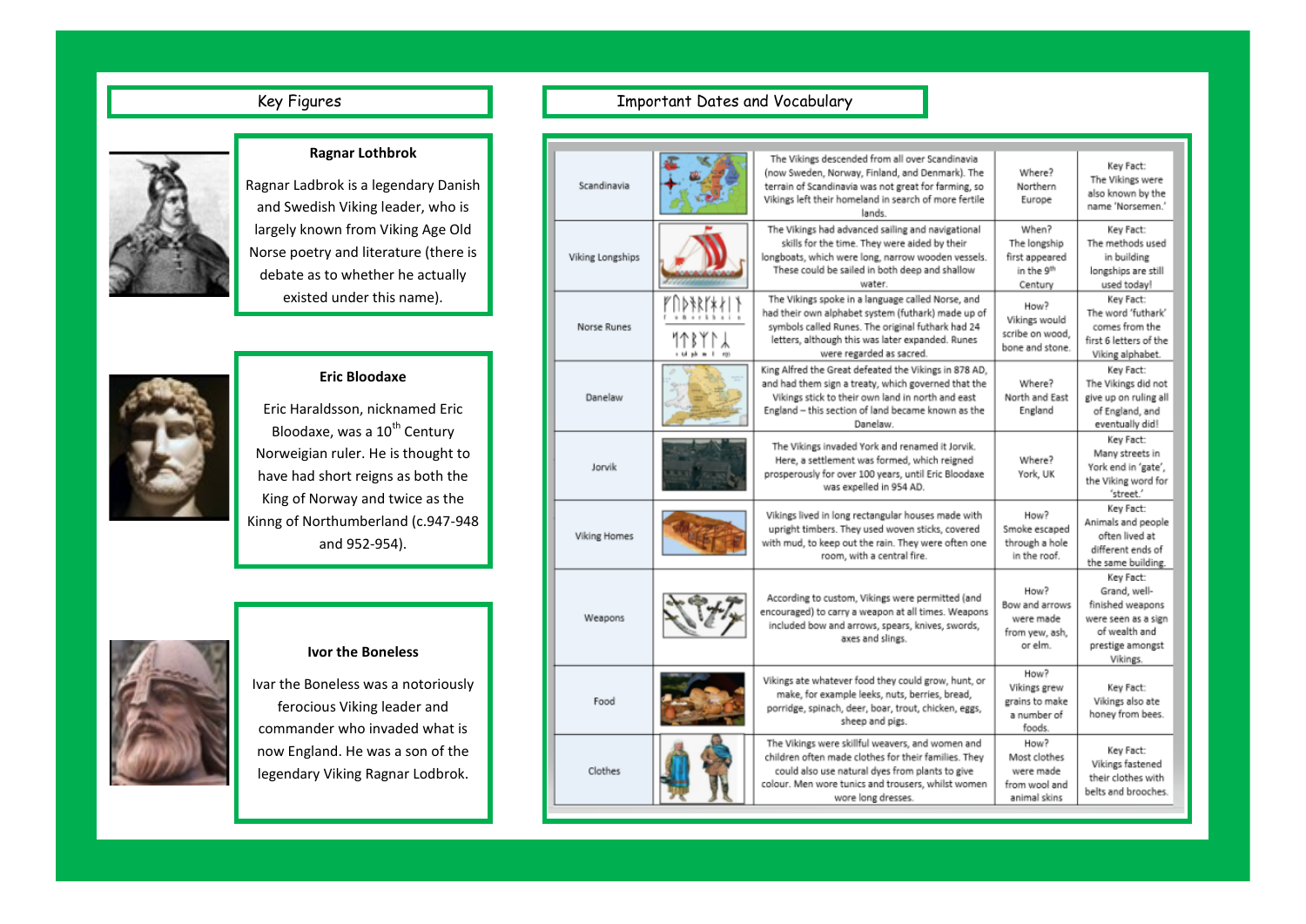## Key Figures

### Ragnar Lothbrok

Ragnar Ladbrok is a legendary Danish and Swedish Viking leader, who is largely known from Viking Age Old Norse poetry and literature (there is debate as to whether he actually existed under this name).

### Eric Bloodaxe

Eric Haraldsson, nicknamed Eric Bloodaxe, was a 10th Century Norweigian ruler. He is thought to have had short reigns as both the King of Norway and twice as the Kinng of Northumberland (c.947-948 and 952-954).

### Ivor the Boneless

Ivar the Boneless was a notoriously ferocious Viking leader and commander who invaded what is now England. He was a son of the legendary Viking Ragnar Lodbrok.

## Important Dates and Vocabulary

| | | | | |
|---|---|---|---|---|
| Scandinavia | | The Vikings descended from all over Scandinavia (now Sweden, Norway, Finland, and Denmark). The terrain of Scandinavia was not great for farming, so Vikings left their homeland in search of more fertile lands. | Where? Northern Europe | Key Fact: The Vikings were also known by the name 'Norsemen.' |
| Viking Longships | | The Vikings had advanced sailing and navigational skills for the time. They were aided by their longboats, which were long, narrow wooden vessels. These could be sailed in both deep and shallow water. | When? The longship first appeared in the 9th Century | Key Fact: The methods used in building longships are still used today! |
| Norse Runes | ᚠᚢᚦᚨᚱᚲ ᛏᛒᛗᛚ | The Vikings spoke in a language called Norse, and had their own alphabet system (futhark) made up of symbols called Runes. The original futhark had 24 letters, although this was later expanded. Runes were regarded as sacred. | How? Vikings would scribe on wood, bone and stone. | Key Fact: The word 'futhark' comes from the first 6 letters of the Viking alphabet. |
| Danelaw | | King Alfred the Great defeated the Vikings in 878 AD, and had them sign a treaty, which governed that the Vikings stick to their own land in north and east England – this section of land became known as the Danelaw. | Where? North and East England | Key Fact: The Vikings did not give up on ruling all of England, and eventually did! |
| Jorvik | | The Vikings invaded York and renamed it Jorvik. Here, a settlement was formed, which reigned prosperously for over 100 years, until Eric Bloodaxe was expelled in 954 AD. | Where? York, UK | Key Fact: Many streets in York end in 'gate', the Viking word for 'street.' |
| Viking Homes | | Vikings lived in long rectangular houses made with upright timbers. They used woven sticks, covered with mud, to keep out the rain. They were often one room, with a central fire. | How? Smoke escaped through a hole in the roof. | Key Fact: Animals and people often lived at different ends of the same building. |
| Weapons | | According to custom, Vikings were permitted (and encouraged) to carry a weapon at all times. Weapons included bow and arrows, spears, knives, swords, axes and slings. | How? Bow and arrows were made from yew, ash, or elm. | Key Fact: Grand, well-finished weapons were seen as a sign of wealth and prestige amongst Vikings. |
| Food | | Vikings ate whatever food they could grow, hunt, or make, for example leeks, nuts, berries, bread, porridge, spinach, deer, boar, trout, chicken, eggs, sheep and pigs. | How? Vikings grew grains to make a number of foods. | Key Fact: Vikings also ate honey from bees. |
| Clothes | | The Vikings were skillful weavers, and women and children often made clothes for their families. They could also use natural dyes from plants to give colour. Men wore tunics and trousers, whilst women wore long dresses. | How? Most clothes were made from wool and animal skins | Key Fact: Vikings fastened their clothes with belts and brooches. |